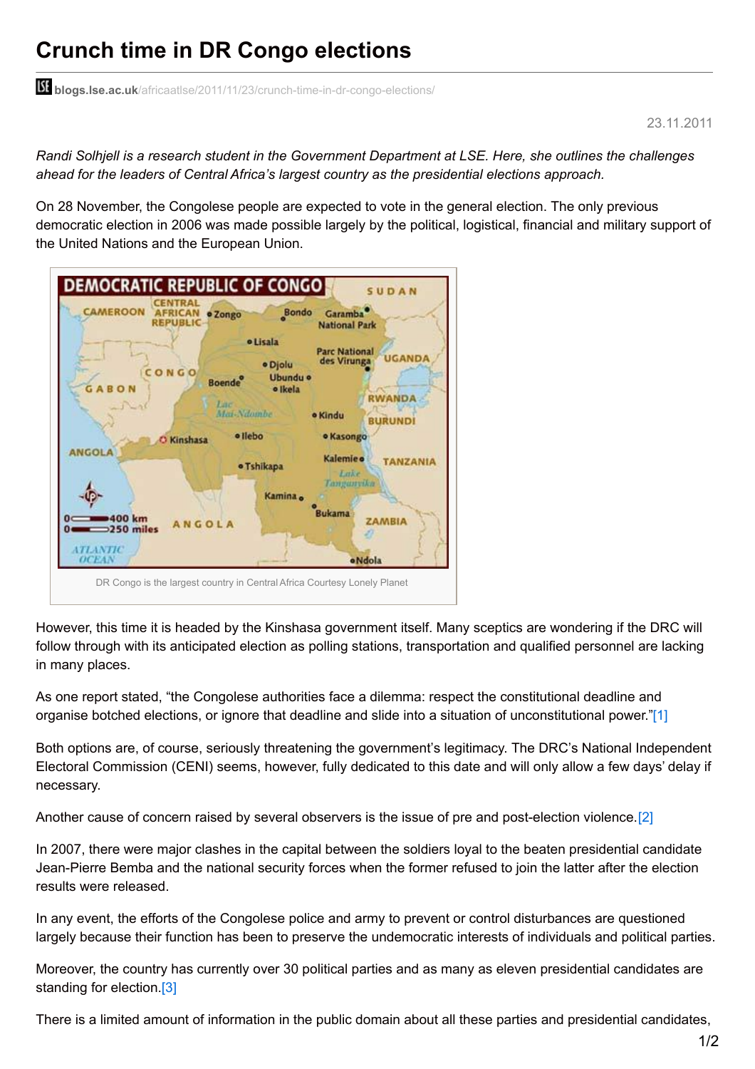# Crunch time in DR Congo elections

blogs.lse.ac.uk/africaatlse/2011/11/23/crunch-time-in-dr-congo-elections/

23.11.2011

*Randi Solhjell is a research student in the Government Department at LSE. Here, she outlines the challenges ahead for the leaders of Central Africa's largest country as the presidential elections approach.*

On 28 November, the Congolese people are expected to vote in the general election. The only previous democratic election in 2006 was made possible largely by the political, logistical, financial and military support of the United Nations and the European Union.

DR Congo is the largest country in Central Africa Courtesy Lonely Planet

However, this time it is headed by the Kinshasa government itself. Many sceptics are wondering if the DRC will follow through with its anticipated election as polling stations, transportation and qualified personnel are lacking in many places.

As one report stated, "the Congolese authorities face a dilemma: respect the constitutional deadline and organise botched elections, or ignore that deadline and slide into a situation of unconstitutional power."[1]

Both options are, of course, seriously threatening the government's legitimacy. The DRC's National Independent Electoral Commission (CENI) seems, however, fully dedicated to this date and will only allow a few days' delay if necessary.

Another cause of concern raised by several observers is the issue of pre and post-election violence.[2]

In 2007, there were major clashes in the capital between the soldiers loyal to the beaten presidential candidate Jean-Pierre Bemba and the national security forces when the former refused to join the latter after the election results were released.

In any event, the efforts of the Congolese police and army to prevent or control disturbances are questioned largely because their function has been to preserve the undemocratic interests of individuals and political parties.

Moreover, the country has currently over 30 political parties and as many as eleven presidential candidates are standing for election.[3]

There is a limited amount of information in the public domain about all these parties and presidential candidates,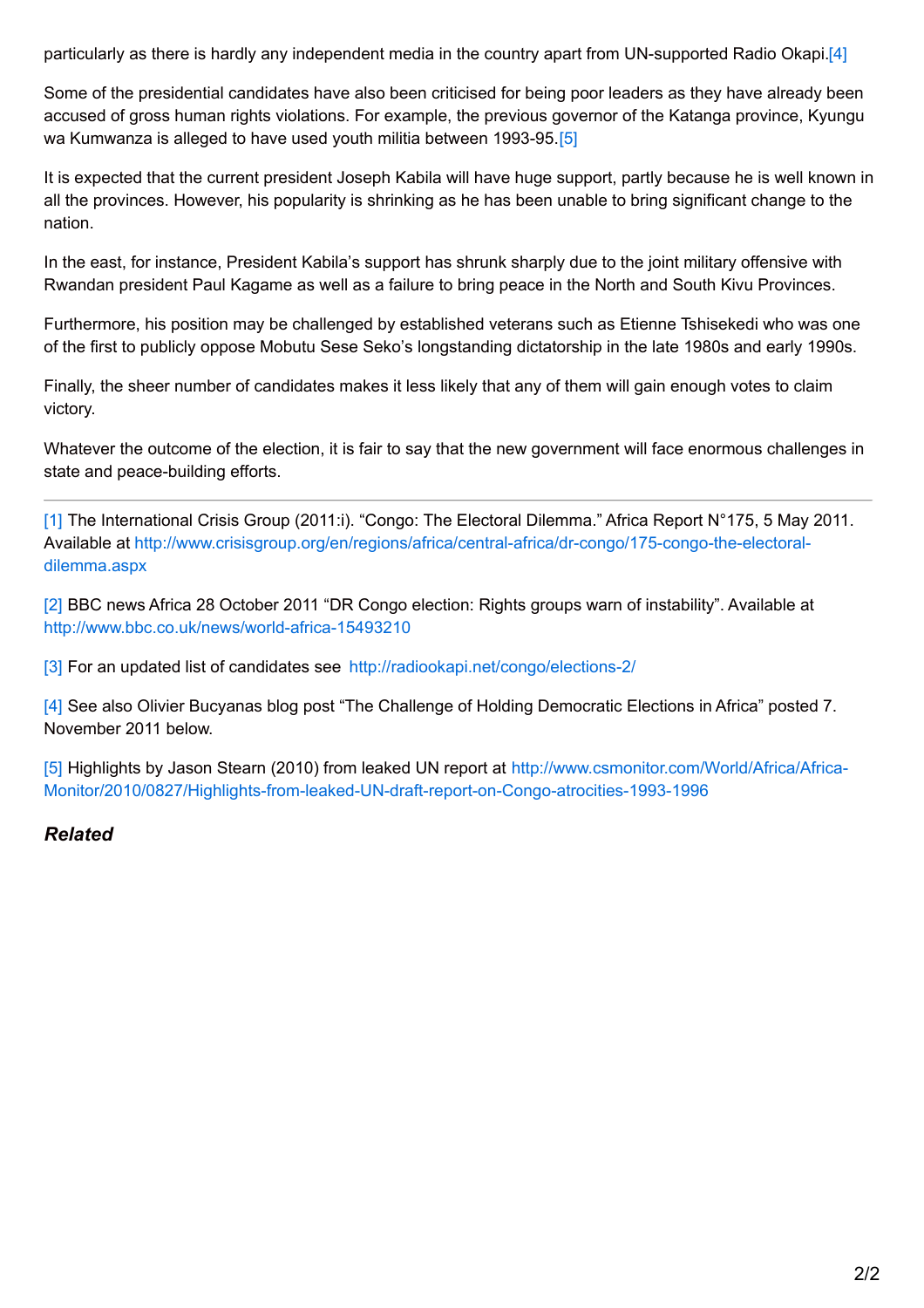particularly as there is hardly any independent media in the country apart from UN-supported Radio Okapi.[4]

Some of the presidential candidates have also been criticised for being poor leaders as they have already been accused of gross human rights violations. For example, the previous governor of the Katanga province, Kyungu wa Kumwanza is alleged to have used youth militia between 1993-95.[5]

It is expected that the current president Joseph Kabila will have huge support, partly because he is well known in all the provinces. However, his popularity is shrinking as he has been unable to bring significant change to the nation.

In the east, for instance, President Kabila's support has shrunk sharply due to the joint military offensive with Rwandan president Paul Kagame as well as a failure to bring peace in the North and South Kivu Provinces.

Furthermore, his position may be challenged by established veterans such as Etienne Tshisekedi who was one of the first to publicly oppose Mobutu Sese Seko's longstanding dictatorship in the late 1980s and early 1990s.

Finally, the sheer number of candidates makes it less likely that any of them will gain enough votes to claim victory.

Whatever the outcome of the election, it is fair to say that the new government will face enormous challenges in state and peace-building efforts.

---

[1] The International Crisis Group (2011:i). "Congo: The Electoral Dilemma." Africa Report N°175, 5 May 2011. Available at http://www.crisisgroup.org/en/regions/africa/central-africa/dr-congo/175-congo-the-electoral-dilemma.aspx

[2] BBC news Africa 28 October 2011 "DR Congo election: Rights groups warn of instability". Available at http://www.bbc.co.uk/news/world-africa-15493210

[3] For an updated list of candidates see http://radiookapi.net/congo/elections-2/

[4] See also Olivier Bucyanas blog post "The Challenge of Holding Democratic Elections in Africa" posted 7. November 2011 below.

[5] Highlights by Jason Stearn (2010) from leaked UN report at http://www.csmonitor.com/World/Africa/Africa-Monitor/2010/0827/Highlights-from-leaked-UN-draft-report-on-Congo-atrocities-1993-1996

***Related***